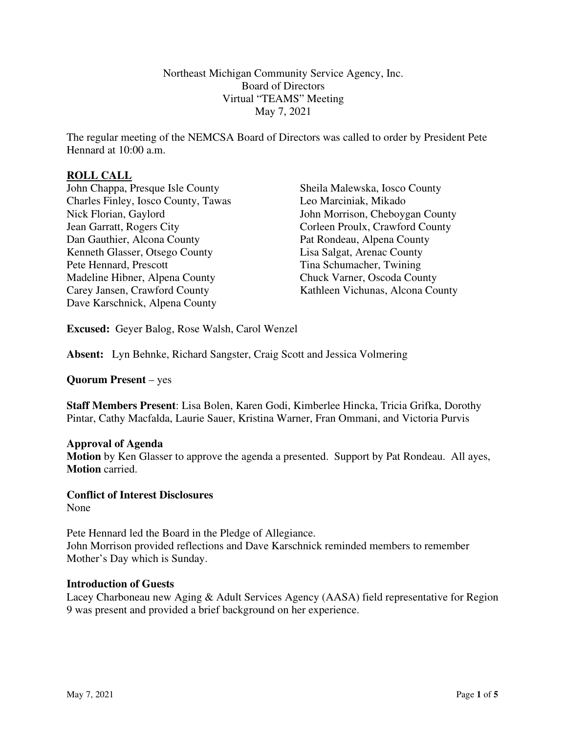Northeast Michigan Community Service Agency, Inc.
Board of Directors
Virtual "TEAMS" Meeting
May 7, 2021

The regular meeting of the NEMCSA Board of Directors was called to order by President Pete Hennard at 10:00 a.m.

## ROLL CALL

John Chappa, Presque Isle County
Charles Finley, Iosco County, Tawas
Nick Florian, Gaylord
Jean Garratt, Rogers City
Dan Gauthier, Alcona County
Kenneth Glasser, Otsego County
Pete Hennard, Prescott
Madeline Hibner, Alpena County
Carey Jansen, Crawford County
Dave Karschnick, Alpena County
Sheila Malewska, Iosco County
Leo Marciniak, Mikado
John Morrison, Cheboygan County
Corleen Proulx, Crawford County
Pat Rondeau, Alpena County
Lisa Salgat, Arenac County
Tina Schumacher, Twining
Chuck Varner, Oscoda County
Kathleen Vichunas, Alcona County

**Excused:** Geyer Balog, Rose Walsh, Carol Wenzel

**Absent:** Lyn Behnke, Richard Sangster, Craig Scott and Jessica Volmering

**Quorum Present** – yes

**Staff Members Present**: Lisa Bolen, Karen Godi, Kimberlee Hincka, Tricia Grifka, Dorothy Pintar, Cathy Macfalda, Laurie Sauer, Kristina Warner, Fran Ommani, and Victoria Purvis

**Approval of Agenda**

**Motion** by Ken Glasser to approve the agenda a presented. Support by Pat Rondeau. All ayes, **Motion** carried.

**Conflict of Interest Disclosures**

None

Pete Hennard led the Board in the Pledge of Allegiance.
John Morrison provided reflections and Dave Karschnick reminded members to remember Mother's Day which is Sunday.

**Introduction of Guests**

Lacey Charboneau new Aging & Adult Services Agency (AASA) field representative for Region 9 was present and provided a brief background on her experience.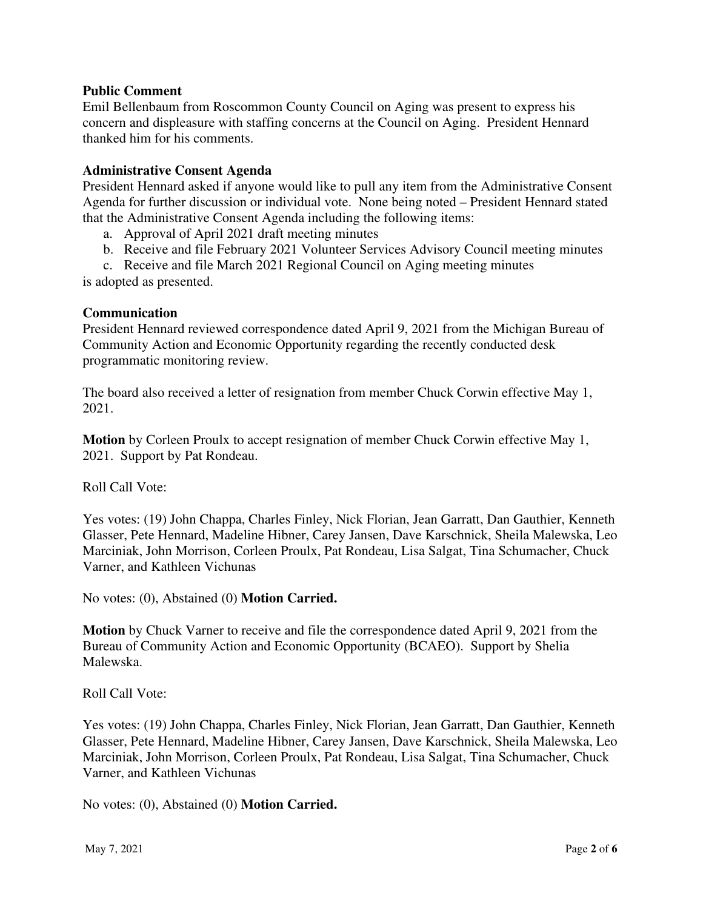**Public Comment**
Emil Bellenbaum from Roscommon County Council on Aging was present to express his concern and displeasure with staffing concerns at the Council on Aging. President Hennard thanked him for his comments.

**Administrative Consent Agenda**
President Hennard asked if anyone would like to pull any item from the Administrative Consent Agenda for further discussion or individual vote. None being noted – President Hennard stated that the Administrative Consent Agenda including the following items:

a. Approval of April 2021 draft meeting minutes
b. Receive and file February 2021 Volunteer Services Advisory Council meeting minutes
c. Receive and file March 2021 Regional Council on Aging meeting minutes

is adopted as presented.

**Communication**
President Hennard reviewed correspondence dated April 9, 2021 from the Michigan Bureau of Community Action and Economic Opportunity regarding the recently conducted desk programmatic monitoring review.

The board also received a letter of resignation from member Chuck Corwin effective May 1, 2021.

**Motion** by Corleen Proulx to accept resignation of member Chuck Corwin effective May 1, 2021. Support by Pat Rondeau.

Roll Call Vote:

Yes votes: (19) John Chappa, Charles Finley, Nick Florian, Jean Garratt, Dan Gauthier, Kenneth Glasser, Pete Hennard, Madeline Hibner, Carey Jansen, Dave Karschnick, Sheila Malewska, Leo Marciniak, John Morrison, Corleen Proulx, Pat Rondeau, Lisa Salgat, Tina Schumacher, Chuck Varner, and Kathleen Vichunas

No votes: (0), Abstained (0) **Motion Carried.**

**Motion** by Chuck Varner to receive and file the correspondence dated April 9, 2021 from the Bureau of Community Action and Economic Opportunity (BCAEO). Support by Shelia Malewska.

Roll Call Vote:

Yes votes: (19) John Chappa, Charles Finley, Nick Florian, Jean Garratt, Dan Gauthier, Kenneth Glasser, Pete Hennard, Madeline Hibner, Carey Jansen, Dave Karschnick, Sheila Malewska, Leo Marciniak, John Morrison, Corleen Proulx, Pat Rondeau, Lisa Salgat, Tina Schumacher, Chuck Varner, and Kathleen Vichunas

No votes: (0), Abstained (0) **Motion Carried.**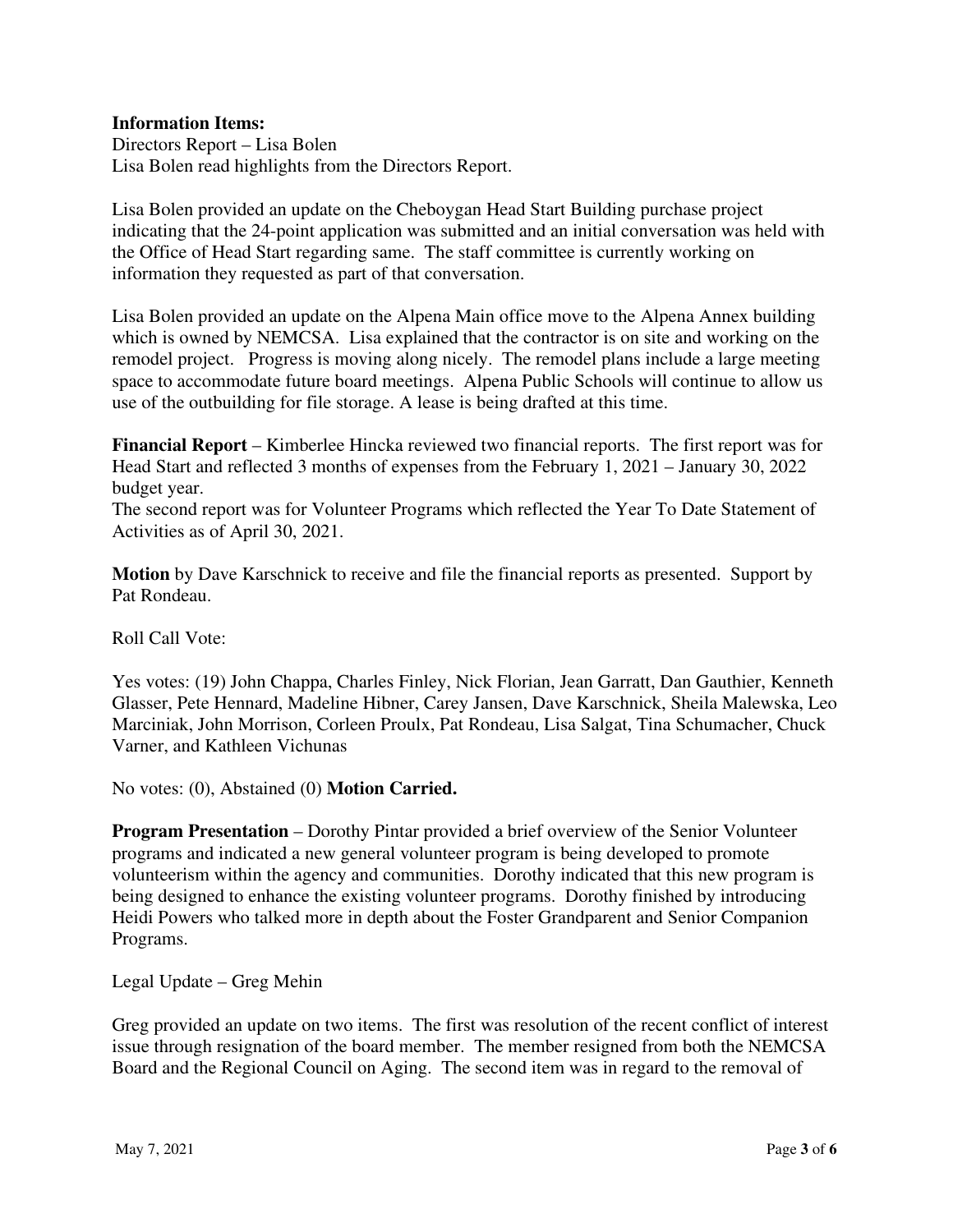**Information Items:**
Directors Report – Lisa Bolen
Lisa Bolen read highlights from the Directors Report.

Lisa Bolen provided an update on the Cheboygan Head Start Building purchase project indicating that the 24-point application was submitted and an initial conversation was held with the Office of Head Start regarding same. The staff committee is currently working on information they requested as part of that conversation.

Lisa Bolen provided an update on the Alpena Main office move to the Alpena Annex building which is owned by NEMCSA. Lisa explained that the contractor is on site and working on the remodel project. Progress is moving along nicely. The remodel plans include a large meeting space to accommodate future board meetings. Alpena Public Schools will continue to allow us use of the outbuilding for file storage. A lease is being drafted at this time.

**Financial Report** – Kimberlee Hincka reviewed two financial reports. The first report was for Head Start and reflected 3 months of expenses from the February 1, 2021 – January 30, 2022 budget year.
The second report was for Volunteer Programs which reflected the Year To Date Statement of Activities as of April 30, 2021.

**Motion** by Dave Karschnick to receive and file the financial reports as presented. Support by Pat Rondeau.

Roll Call Vote:

Yes votes: (19) John Chappa, Charles Finley, Nick Florian, Jean Garratt, Dan Gauthier, Kenneth Glasser, Pete Hennard, Madeline Hibner, Carey Jansen, Dave Karschnick, Sheila Malewska, Leo Marciniak, John Morrison, Corleen Proulx, Pat Rondeau, Lisa Salgat, Tina Schumacher, Chuck Varner, and Kathleen Vichunas

No votes: (0), Abstained (0) **Motion Carried.**

**Program Presentation** – Dorothy Pintar provided a brief overview of the Senior Volunteer programs and indicated a new general volunteer program is being developed to promote volunteerism within the agency and communities. Dorothy indicated that this new program is being designed to enhance the existing volunteer programs. Dorothy finished by introducing Heidi Powers who talked more in depth about the Foster Grandparent and Senior Companion Programs.

Legal Update – Greg Mehin

Greg provided an update on two items. The first was resolution of the recent conflict of interest issue through resignation of the board member. The member resigned from both the NEMCSA Board and the Regional Council on Aging. The second item was in regard to the removal of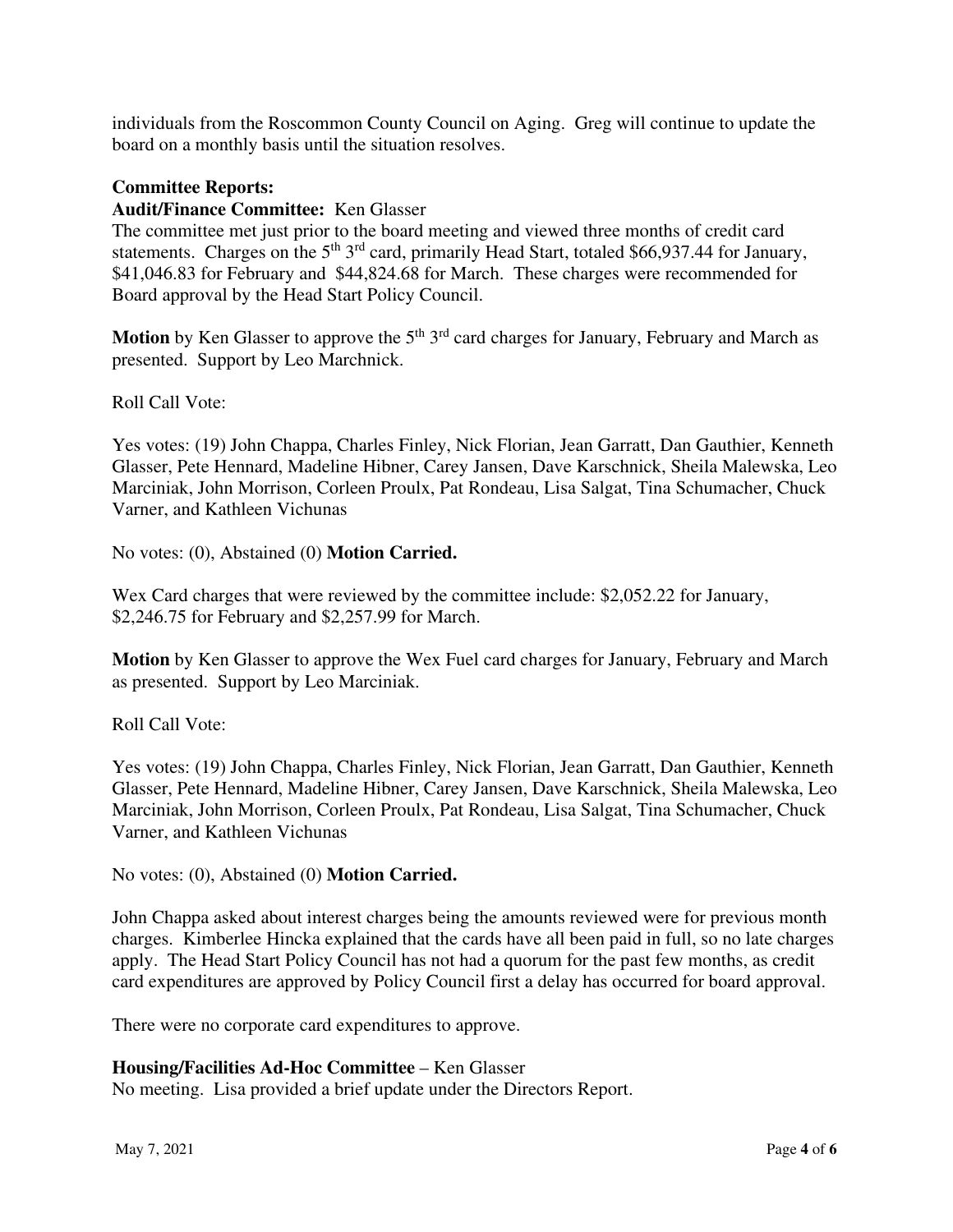individuals from the Roscommon County Council on Aging. Greg will continue to update the board on a monthly basis until the situation resolves.

**Committee Reports:**

**Audit/Finance Committee:** Ken Glasser

The committee met just prior to the board meeting and viewed three months of credit card statements. Charges on the 5th 3rd card, primarily Head Start, totaled $66,937.44 for January, $41,046.83 for February and $44,824.68 for March. These charges were recommended for Board approval by the Head Start Policy Council.

**Motion** by Ken Glasser to approve the 5th 3rd card charges for January, February and March as presented. Support by Leo Marchnick.

Roll Call Vote:

Yes votes: (19) John Chappa, Charles Finley, Nick Florian, Jean Garratt, Dan Gauthier, Kenneth Glasser, Pete Hennard, Madeline Hibner, Carey Jansen, Dave Karschnick, Sheila Malewska, Leo Marciniak, John Morrison, Corleen Proulx, Pat Rondeau, Lisa Salgat, Tina Schumacher, Chuck Varner, and Kathleen Vichunas

No votes: (0), Abstained (0) **Motion Carried.**

Wex Card charges that were reviewed by the committee include: $2,052.22 for January, $2,246.75 for February and $2,257.99 for March.

**Motion** by Ken Glasser to approve the Wex Fuel card charges for January, February and March as presented. Support by Leo Marciniak.

Roll Call Vote:

Yes votes: (19) John Chappa, Charles Finley, Nick Florian, Jean Garratt, Dan Gauthier, Kenneth Glasser, Pete Hennard, Madeline Hibner, Carey Jansen, Dave Karschnick, Sheila Malewska, Leo Marciniak, John Morrison, Corleen Proulx, Pat Rondeau, Lisa Salgat, Tina Schumacher, Chuck Varner, and Kathleen Vichunas

No votes: (0), Abstained (0) **Motion Carried.**

John Chappa asked about interest charges being the amounts reviewed were for previous month charges. Kimberlee Hincka explained that the cards have all been paid in full, so no late charges apply. The Head Start Policy Council has not had a quorum for the past few months, as credit card expenditures are approved by Policy Council first a delay has occurred for board approval.

There were no corporate card expenditures to approve.

**Housing/Facilities Ad-Hoc Committee** – Ken Glasser

No meeting. Lisa provided a brief update under the Directors Report.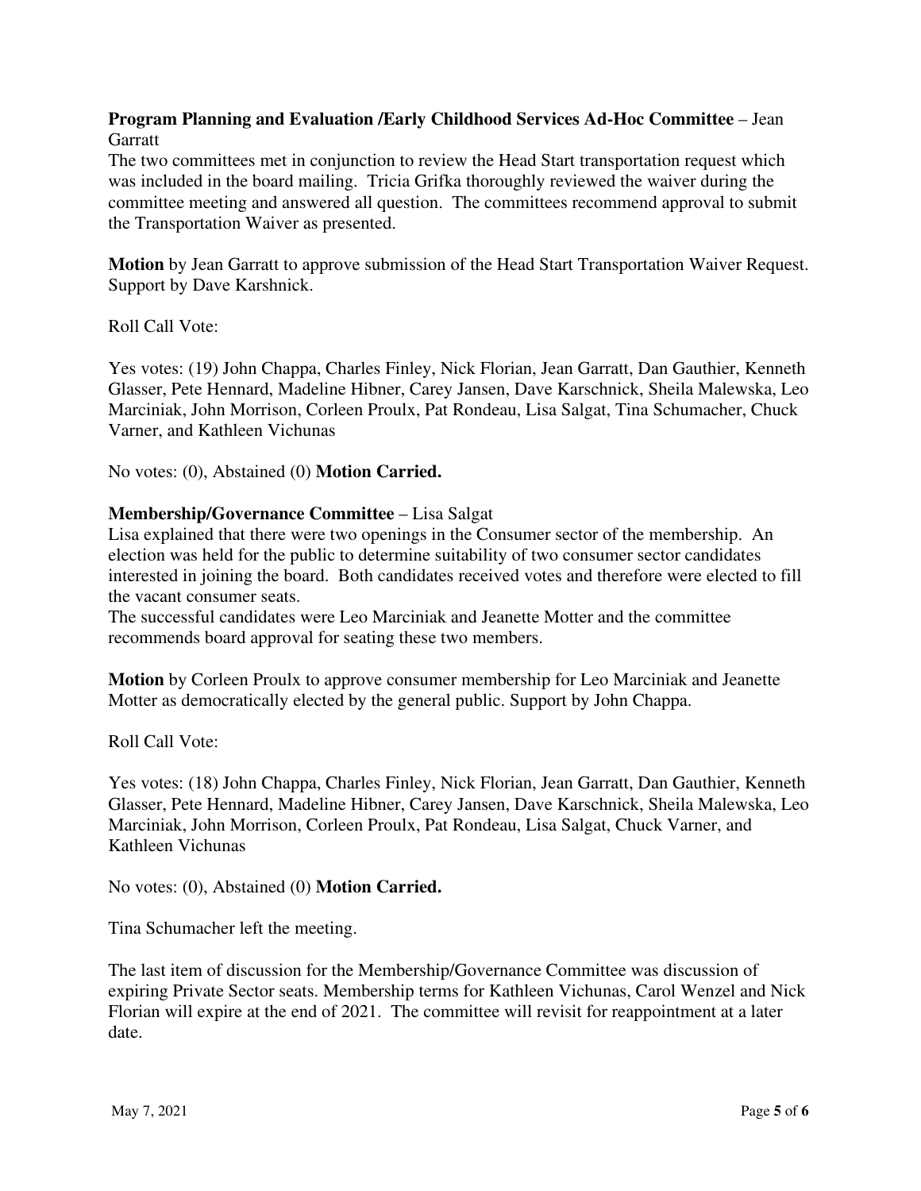**Program Planning and Evaluation /Early Childhood Services Ad-Hoc Committee** – Jean Garratt

The two committees met in conjunction to review the Head Start transportation request which was included in the board mailing. Tricia Grifka thoroughly reviewed the waiver during the committee meeting and answered all question. The committees recommend approval to submit the Transportation Waiver as presented.

**Motion** by Jean Garratt to approve submission of the Head Start Transportation Waiver Request. Support by Dave Karshnick.

Roll Call Vote:

Yes votes: (19) John Chappa, Charles Finley, Nick Florian, Jean Garratt, Dan Gauthier, Kenneth Glasser, Pete Hennard, Madeline Hibner, Carey Jansen, Dave Karschnick, Sheila Malewska, Leo Marciniak, John Morrison, Corleen Proulx, Pat Rondeau, Lisa Salgat, Tina Schumacher, Chuck Varner, and Kathleen Vichunas

No votes: (0), Abstained (0) **Motion Carried.**

**Membership/Governance Committee** – Lisa Salgat

Lisa explained that there were two openings in the Consumer sector of the membership. An election was held for the public to determine suitability of two consumer sector candidates interested in joining the board. Both candidates received votes and therefore were elected to fill the vacant consumer seats.

The successful candidates were Leo Marciniak and Jeanette Motter and the committee recommends board approval for seating these two members.

**Motion** by Corleen Proulx to approve consumer membership for Leo Marciniak and Jeanette Motter as democratically elected by the general public. Support by John Chappa.

Roll Call Vote:

Yes votes: (18) John Chappa, Charles Finley, Nick Florian, Jean Garratt, Dan Gauthier, Kenneth Glasser, Pete Hennard, Madeline Hibner, Carey Jansen, Dave Karschnick, Sheila Malewska, Leo Marciniak, John Morrison, Corleen Proulx, Pat Rondeau, Lisa Salgat, Chuck Varner, and Kathleen Vichunas

No votes: (0), Abstained (0) **Motion Carried.**

Tina Schumacher left the meeting.

The last item of discussion for the Membership/Governance Committee was discussion of expiring Private Sector seats. Membership terms for Kathleen Vichunas, Carol Wenzel and Nick Florian will expire at the end of 2021. The committee will revisit for reappointment at a later date.

May 7, 2021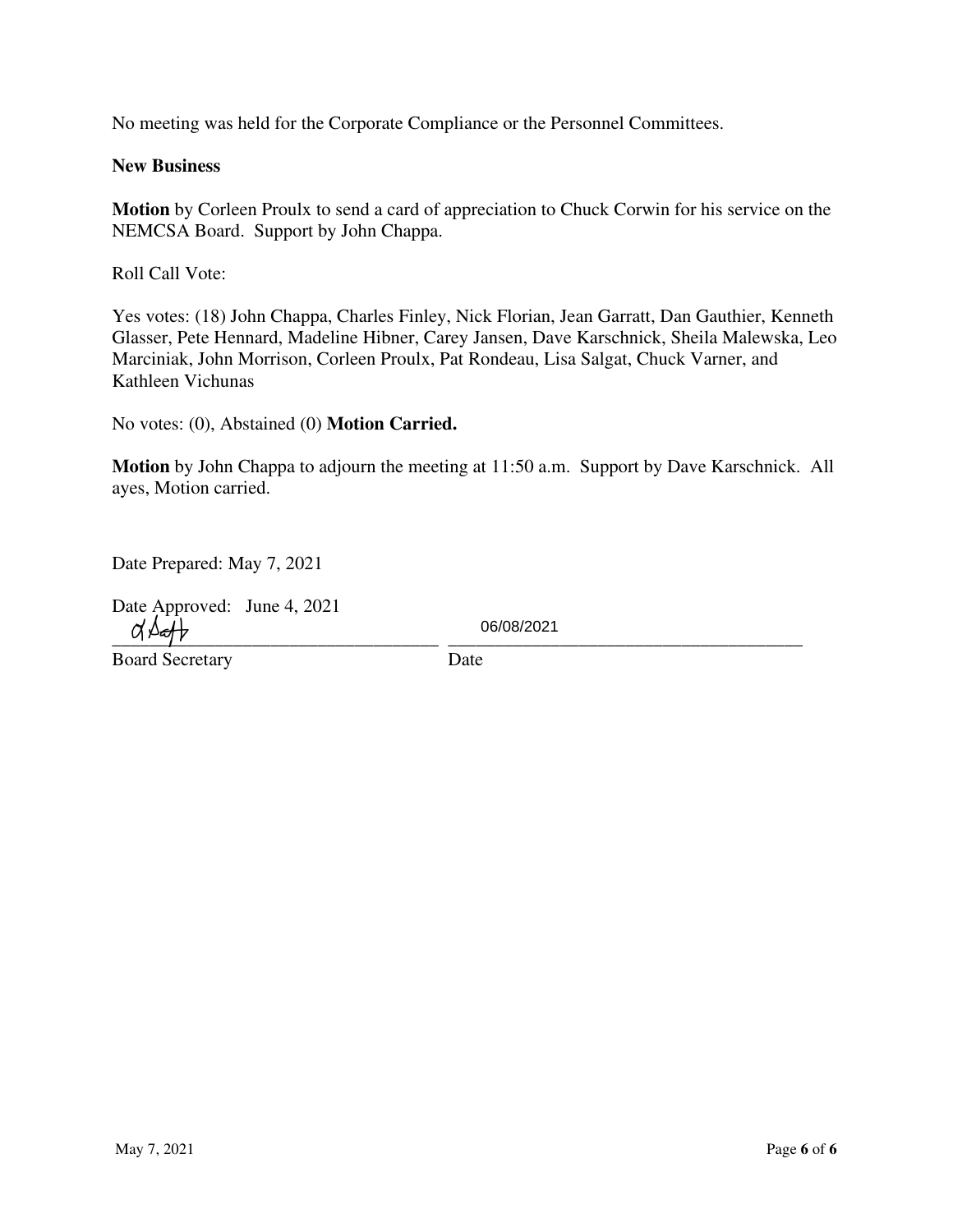No meeting was held for the Corporate Compliance or the Personnel Committees.

**New Business**

**Motion** by Corleen Proulx to send a card of appreciation to Chuck Corwin for his service on the NEMCSA Board. Support by John Chappa.

Roll Call Vote:

Yes votes: (18) John Chappa, Charles Finley, Nick Florian, Jean Garratt, Dan Gauthier, Kenneth Glasser, Pete Hennard, Madeline Hibner, Carey Jansen, Dave Karschnick, Sheila Malewska, Leo Marciniak, John Morrison, Corleen Proulx, Pat Rondeau, Lisa Salgat, Chuck Varner, and Kathleen Vichunas

No votes: (0), Abstained (0) **Motion Carried.**

**Motion** by John Chappa to adjourn the meeting at 11:50 a.m. Support by Dave Karschnick. All ayes, Motion carried.

Date Prepared: May 7, 2021

Date Approved: June 4, 2021

\_\_\_\_\_\_\_\_\_\_\_\_\_\_\_\_\_\_\_\_\_\_\_\_\_\_\_\_\_\_\_\_ 06/08/2021 \_\_\_\_\_\_\_\_\_\_\_\_\_\_\_\_\_\_\_\_\_\_\_\_\_\_\_\_\_\_\_\_

Board Secretary Date